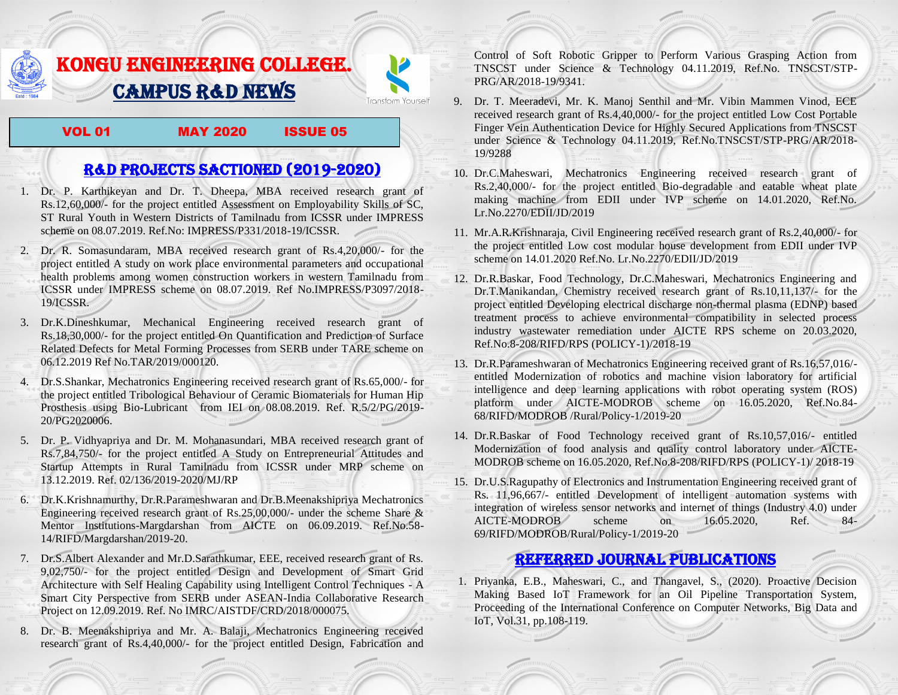# KONGU ENGINEERING COLLEGE.

# CAMPUS R&D NEWS

Transform Yourself

**VOL 01 MAY 2020 ISSUE 05**

## R&D PROJECTS SACTIONED (2019-2020)

1. Dr. P. Karthikeyan and Dr. T. Dheepa, MBA received research grant of Rs.12,60,000/- for the project entitled Assessment on Employability Skills of SC, ST Rural Youth in Western Districts of Tamilnadu from ICSSR under IMPRESS scheme on 08.07.2019. Ref.No: IMPRESS/P331/2018-19/ICSSR.
2. Dr. R. Somasundaram, MBA received research grant of Rs.4,20,000/- for the project entitled A study on work place environmental parameters and occupational health problems among women construction workers in western Tamilnadu from ICSSR under IMPRESS scheme on 08.07.2019. Ref No.IMPRESS/P3097/2018-19/ICSSR.
3. Dr.K.Dineshkumar, Mechanical Engineering received research grant of Rs.18,30,000/- for the project entitled On Quantification and Prediction of Surface Related Defects for Metal Forming Processes from SERB under TARE scheme on 06.12.2019 Ref No.TAR/2019/000120.
4. Dr.S.Shankar, Mechatronics Engineering received research grant of Rs.65,000/- for the project entitled Tribological Behaviour of Ceramic Biomaterials for Human Hip Prosthesis using Bio-Lubricant from IEI on 08.08.2019. Ref. R.5/2/PG/2019-20/PG2020006.
5. Dr. P. Vidhyapriya and Dr. M. Mohanasundari, MBA received research grant of Rs.7,84,750/- for the project entitled A Study on Entrepreneurial Attitudes and Startup Attempts in Rural Tamilnadu from ICSSR under MRP scheme on 13.12.2019. Ref. 02/136/2019-2020/MJ/RP
6. Dr.K.Krishnamurthy, Dr.R.Parameshwaran and Dr.B.Meenakshipriya Mechatronics Engineering received research grant of Rs.25,00,000/- under the scheme Share & Mentor Institutions-Margdarshan from AICTE on 06.09.2019. Ref.No.58-14/RIFD/Margdarshan/2019-20.
7. Dr.S.Albert Alexander and Mr.D.Sarathkumar, EEE, received research grant of Rs. 9,02,750/- for the project entitled Design and Development of Smart Grid Architecture with Self Healing Capability using Intelligent Control Techniques - A Smart City Perspective from SERB under ASEAN-India Collaborative Research Project on 12.09.2019. Ref. No IMRC/AISTDF/CRD/2018/000075.
8. Dr. B. Meenakshipriya and Mr. A. Balaji, Mechatronics Engineering received research grant of Rs.4,40,000/- for the project entitled Design, Fabrication and Control of Soft Robotic Gripper to Perform Various Grasping Action from TNSCST under Science & Technology 04.11.2019, Ref.No. TNSCST/STP-PRG/AR/2018-19/9341.
9. Dr. T. Meeradevi, Mr. K. Manoj Senthil and Mr. Vibin Mammen Vinod, ECE received research grant of Rs.4,40,000/- for the project entitled Low Cost Portable Finger Vein Authentication Device for Highly Secured Applications from TNSCST under Science & Technology 04.11.2019, Ref.No.TNSCST/STP-PRG/AR/2018-19/9288
10. Dr.C.Maheswari, Mechatronics Engineering received research grant of Rs.2,40,000/- for the project entitled Bio-degradable and eatable wheat plate making machine from EDII under IVP scheme on 14.01.2020, Ref.No. Lr.No.2270/EDII/JD/2019
11. Mr.A.R.Krishnaraja, Civil Engineering received research grant of Rs.2,40,000/- for the project entitled Low cost modular house development from EDII under IVP scheme on 14.01.2020 Ref.No. Lr.No.2270/EDII/JD/2019
12. Dr.R.Baskar, Food Technology, Dr.C.Maheswari, Mechatronics Engineering and Dr.T.Manikandan, Chemistry received research grant of Rs.10,11,137/- for the project entitled Developing electrical discharge non-thermal plasma (EDNP) based treatment process to achieve environmental compatibility in selected process industry wastewater remediation under AICTE RPS scheme on 20.03.2020, Ref.No.8-208/RIFD/RPS (POLICY-1)/2018-19
13. Dr.R.Parameshwaran of Mechatronics Engineering received grant of Rs.16,57,016/- entitled Modernization of robotics and machine vision laboratory for artificial intelligence and deep learning applications with robot operating system (ROS) platform under AICTE-MODROB scheme on 16.05.2020, Ref.No.84-68/RIFD/MODROB /Rural/Policy-1/2019-20
14. Dr.R.Baskar of Food Technology received grant of Rs.10,57,016/- entitled Modernization of food analysis and quality control laboratory under AICTE-MODROB scheme on 16.05.2020, Ref.No.8-208/RIFD/RPS (POLICY-1)/ 2018-19
15. Dr.U.S.Ragupathy of Electronics and Instrumentation Engineering received grant of Rs. 11,96,667/- entitled Development of intelligent automation systems with integration of wireless sensor networks and internet of things (Industry 4.0) under AICTE-MODROB scheme on 16.05.2020, Ref. 84-69/RIFD/MODROB/Rural/Policy-1/2019-20

## REFERRED JOURNAL PUBLICATIONS

1. Priyanka, E.B., Maheswari, C., and Thangavel, S., (2020). Proactive Decision Making Based IoT Framework for an Oil Pipeline Transportation System, Proceeding of the International Conference on Computer Networks, Big Data and IoT, Vol.31, pp.108-119.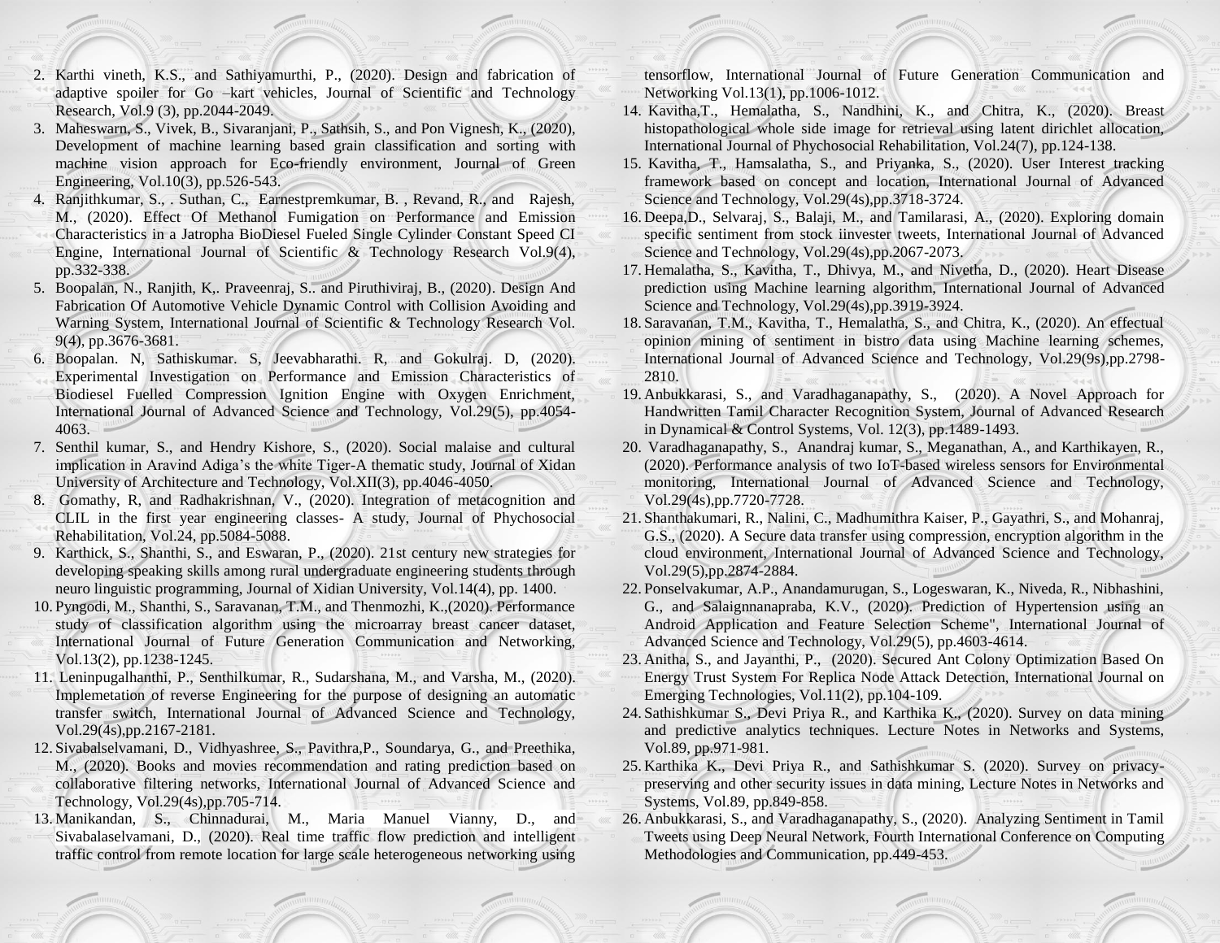2. Karthi vineth, K.S., and Sathiyamurthi, P., (2020). Design and fabrication of adaptive spoiler for Go –kart vehicles, Journal of Scientific and Technology Research, Vol.9 (3), pp.2044-2049.
3. Maheswarn, S., Vivek, B., Sivaranjani, P., Sathsih, S., and Pon Vignesh, K., (2020), Development of machine learning based grain classification and sorting with machine vision approach for Eco-friendly environment, Journal of Green Engineering, Vol.10(3), pp.526-543.
4. Ranjithkumar, S., . Suthan, C., Earnestpremkumar, B. , Revand, R., and Rajesh, M., (2020). Effect Of Methanol Fumigation on Performance and Emission Characteristics in a Jatropha BioDiesel Fueled Single Cylinder Constant Speed CI Engine, International Journal of Scientific & Technology Research Vol.9(4), pp.332-338.
5. Boopalan, N., Ranjith, K,. Praveenraj, S.. and Piruthiviraj, B., (2020). Design And Fabrication Of Automotive Vehicle Dynamic Control with Collision Avoiding and Warning System, International Journal of Scientific & Technology Research Vol. 9(4), pp.3676-3681.
6. Boopalan. N, Sathiskumar. S, Jeevabharathi. R, and Gokulraj. D, (2020). Experimental Investigation on Performance and Emission Characteristics of Biodiesel Fuelled Compression Ignition Engine with Oxygen Enrichment, International Journal of Advanced Science and Technology, Vol.29(5), pp.4054-4063.
7. Senthil kumar, S., and Hendry Kishore, S., (2020). Social malaise and cultural implication in Aravind Adiga's the white Tiger-A thematic study, Journal of Xidan University of Architecture and Technology, Vol.XII(3), pp.4046-4050.
8. Gomathy, R, and Radhakrishnan, V., (2020). Integration of metacognition and CLIL in the first year engineering classes- A study, Journal of Phychosocial Rehabilitation, Vol.24, pp.5084-5088.
9. Karthick, S., Shanthi, S., and Eswaran, P., (2020). 21st century new strategies for developing speaking skills among rural undergraduate engineering students through neuro linguistic programming, Journal of Xidian University, Vol.14(4), pp. 1400.
10. Pyngodi, M., Shanthi, S., Saravanan, T.M., and Thenmozhi, K.,(2020). Performance study of classification algorithm using the microarray breast cancer dataset, International Journal of Future Generation Communication and Networking, Vol.13(2), pp.1238-1245.
11. Leninpugalhanthi, P., Senthilkumar, R., Sudarshana, M., and Varsha, M., (2020). Implemetation of reverse Engineering for the purpose of designing an automatic transfer switch, International Journal of Advanced Science and Technology, Vol.29(4s),pp.2167-2181.
12. Sivabalselvamani, D., Vidhyashree, S., Pavithra,P., Soundarya, G., and Preethika, M., (2020). Books and movies recommendation and rating prediction based on collaborative filtering networks, International Journal of Advanced Science and Technology, Vol.29(4s),pp.705-714.
13. Manikandan, S., Chinnadurai, M., Maria Manuel Vianny, D., and Sivabalaselvamani, D., (2020). Real time traffic flow prediction and intelligent traffic control from remote location for large scale heterogeneous networking using tensorflow, International Journal of Future Generation Communication and Networking Vol.13(1), pp.1006-1012.
14. Kavitha,T., Hemalatha, S., Nandhini, K., and Chitra, K., (2020). Breast histopathological whole side image for retrieval using latent dirichlet allocation, International Journal of Phychosocial Rehabilitation, Vol.24(7), pp.124-138.
15. Kavitha, T., Hamsalatha, S., and Priyanka, S., (2020). User Interest tracking framework based on concept and location, International Journal of Advanced Science and Technology, Vol.29(4s),pp.3718-3724.
16. Deepa,D., Selvaraj, S., Balaji, M., and Tamilarasi, A., (2020). Exploring domain specific sentiment from stock iinvester tweets, International Journal of Advanced Science and Technology, Vol.29(4s),pp.2067-2073.
17. Hemalatha, S., Kavitha, T., Dhivya, M., and Nivetha, D., (2020). Heart Disease prediction using Machine learning algorithm, International Journal of Advanced Science and Technology, Vol.29(4s),pp.3919-3924.
18. Saravanan, T.M., Kavitha, T., Hemalatha, S., and Chitra, K., (2020). An effectual opinion mining of sentiment in bistro data using Machine learning schemes, International Journal of Advanced Science and Technology, Vol.29(9s),pp.2798-2810.
19. Anbukkarasi, S., and Varadhaganapathy, S., (2020). A Novel Approach for Handwritten Tamil Character Recognition System, Journal of Advanced Research in Dynamical & Control Systems, Vol. 12(3), pp.1489-1493.
20. Varadhaganapathy, S., Anandraj kumar, S., Meganathan, A., and Karthikayen, R., (2020). Performance analysis of two IoT-based wireless sensors for Environmental monitoring, International Journal of Advanced Science and Technology, Vol.29(4s),pp.7720-7728.
21. Shanthakumari, R., Nalini, C., Madhumithra Kaiser, P., Gayathri, S., and Mohanraj, G.S., (2020). A Secure data transfer using compression, encryption algorithm in the cloud environment, International Journal of Advanced Science and Technology, Vol.29(5),pp.2874-2884.
22. Ponselvakumar, A.P., Anandamurugan, S., Logeswaran, K., Niveda, R., Nibhashini, G., and Salaignnanapraba, K.V., (2020). Prediction of Hypertension using an Android Application and Feature Selection Scheme", International Journal of Advanced Science and Technology, Vol.29(5), pp.4603-4614.
23. Anitha, S., and Jayanthi, P., (2020). Secured Ant Colony Optimization Based On Energy Trust System For Replica Node Attack Detection, International Journal on Emerging Technologies, Vol.11(2), pp.104-109.
24. Sathishkumar S., Devi Priya R., and Karthika K., (2020). Survey on data mining and predictive analytics techniques. Lecture Notes in Networks and Systems, Vol.89, pp.971-981.
25. Karthika K., Devi Priya R., and Sathishkumar S. (2020). Survey on privacy-preserving and other security issues in data mining, Lecture Notes in Networks and Systems, Vol.89, pp.849-858.
26. Anbukkarasi, S., and Varadhaganapathy, S., (2020). Analyzing Sentiment in Tamil Tweets using Deep Neural Network, Fourth International Conference on Computing Methodologies and Communication, pp.449-453.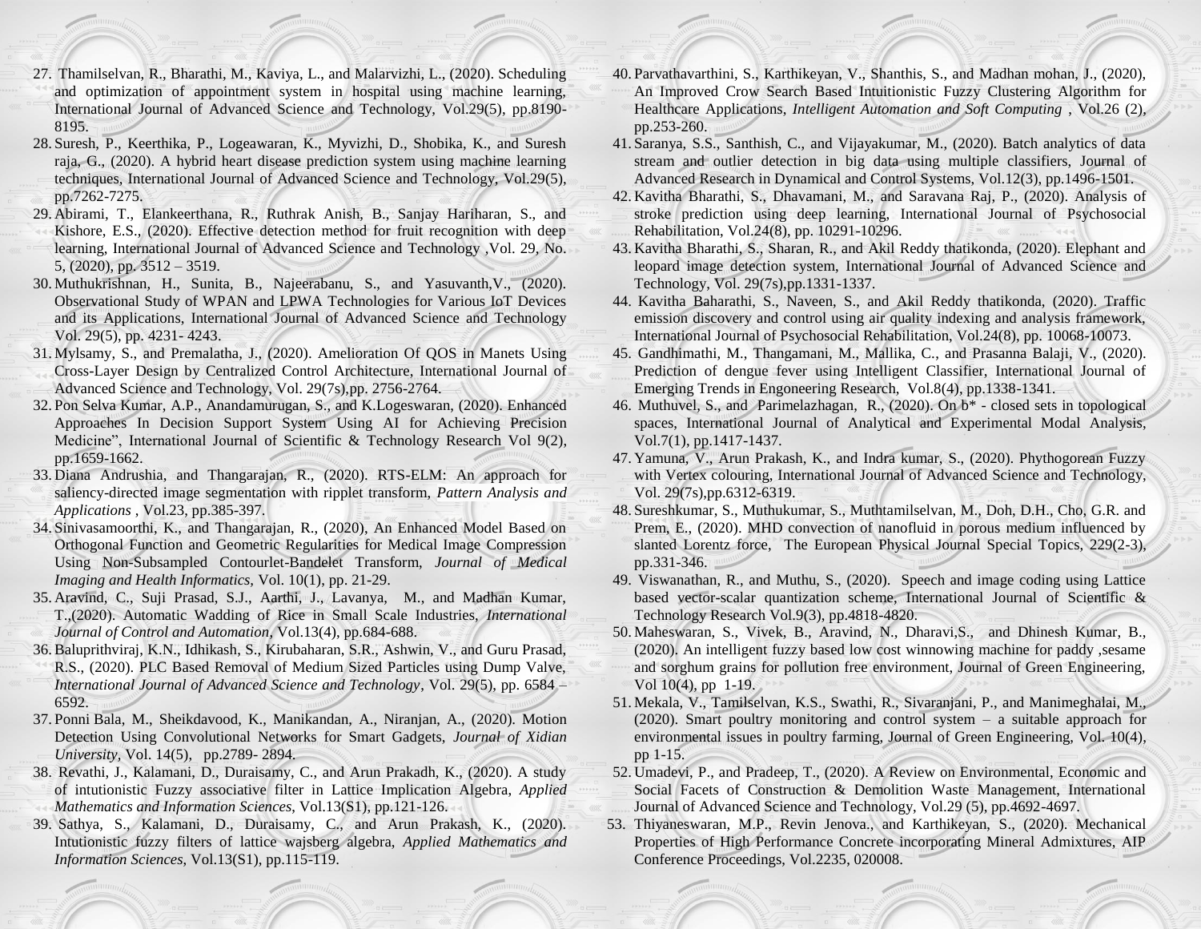27. Thamilselvan, R., Bharathi, M., Kaviya, L., and Malarvizhi, L., (2020). Scheduling and optimization of appointment system in hospital using machine learning, International Journal of Advanced Science and Technology, Vol.29(5), pp.8190-8195.
28. Suresh, P., Keerthika, P., Logeawaran, K., Myvizhi, D., Shobika, K., and Suresh raja, G., (2020). A hybrid heart disease prediction system using machine learning techniques, International Journal of Advanced Science and Technology, Vol.29(5), pp.7262-7275.
29. Abirami, T., Elankeerthana, R., Ruthrak Anish, B., Sanjay Hariharan, S., and Kishore, E.S., (2020). Effective detection method for fruit recognition with deep learning, International Journal of Advanced Science and Technology ,Vol. 29, No. 5, (2020), pp. 3512 – 3519.
30. Muthukrishnan, H., Sunita, B., Najeerabanu, S., and Yasuvanth,V., (2020). Observational Study of WPAN and LPWA Technologies for Various IoT Devices and its Applications, International Journal of Advanced Science and Technology Vol. 29(5), pp. 4231- 4243.
31. Mylsamy, S., and Premalatha, J., (2020). Amelioration Of QOS in Manets Using Cross-Layer Design by Centralized Control Architecture, International Journal of Advanced Science and Technology, Vol. 29(7s),pp. 2756-2764.
32. Pon Selva Kumar, A.P., Anandamurugan, S., and K.Logeswaran, (2020). Enhanced Approaches In Decision Support System Using AI for Achieving Precision Medicine", International Journal of Scientific & Technology Research Vol 9(2), pp.1659-1662.
33. Diana Andrushia, and Thangarajan, R., (2020). RTS-ELM: An approach for saliency-directed image segmentation with ripplet transform, *Pattern Analysis and Applications* , Vol.23, pp.385-397.
34. Sinivasamoorthi, K., and Thangarajan, R., (2020), An Enhanced Model Based on Orthogonal Function and Geometric Regularities for Medical Image Compression Using Non-Subsampled Contourlet-Bandelet Transform, *Journal of Medical Imaging and Health Informatics,* Vol. 10(1), pp. 21-29.
35. Aravind, C., Suji Prasad, S.J., Aarthi, J., Lavanya, M., and Madhan Kumar, T.,(2020). Automatic Wadding of Rice in Small Scale Industries, *International Journal of Control and Automation*, Vol.13(4), pp.684-688.
36. Baluprithviraj, K.N., Idhikash, S., Kirubaharan, S.R., Ashwin, V., and Guru Prasad, R.S., (2020). PLC Based Removal of Medium Sized Particles using Dump Valve, *International Journal of Advanced Science and Technology*, Vol. 29(5), pp. 6584 – 6592.
37. Ponni Bala, M., Sheikdavood, K., Manikandan, A., Niranjan, A., (2020). Motion Detection Using Convolutional Networks for Smart Gadgets, *Journal of Xidian University,* Vol. 14(5), pp.2789- 2894.
38. Revathi, J., Kalamani, D., Duraisamy, C., and Arun Prakadh, K., (2020). A study of intutionistic Fuzzy associative filter in Lattice Implication Algebra, *Applied Mathematics and Information Sciences*, Vol.13(S1), pp.121-126.
39. Sathya, S., Kalamani, D., Duraisamy, C., and Arun Prakash, K., (2020). Intutionistic fuzzy filters of lattice wajsberg algebra, *Applied Mathematics and Information Sciences*, Vol.13(S1), pp.115-119.
40. Parvathavarthini, S., Karthikeyan, V., Shanthis, S., and Madhan mohan, J., (2020), An Improved Crow Search Based Intuitionistic Fuzzy Clustering Algorithm for Healthcare Applications, *Intelligent Automation and Soft Computing* , Vol.26 (2), pp.253-260.
41. Saranya, S.S., Santhish, C., and Vijayakumar, M., (2020). Batch analytics of data stream and outlier detection in big data using multiple classifiers, Journal of Advanced Research in Dynamical and Control Systems, Vol.12(3), pp.1496-1501.
42. Kavitha Bharathi, S., Dhavamani, M., and Saravana Raj, P., (2020). Analysis of stroke prediction using deep learning, International Journal of Psychosocial Rehabilitation, Vol.24(8), pp. 10291-10296.
43. Kavitha Bharathi, S., Sharan, R., and Akil Reddy thatikonda, (2020). Elephant and leopard image detection system, International Journal of Advanced Science and Technology, Vol. 29(7s),pp.1331-1337.
44. Kavitha Baharathi, S., Naveen, S., and Akil Reddy thatikonda, (2020). Traffic emission discovery and control using air quality indexing and analysis framework, International Journal of Psychosocial Rehabilitation, Vol.24(8), pp. 10068-10073.
45. Gandhimathi, M., Thangamani, M., Mallika, C., and Prasanna Balaji, V., (2020). Prediction of dengue fever using Intelligent Classifier, International Journal of Emerging Trends in Engoneering Research, Vol.8(4), pp.1338-1341.
46. Muthuvel, S., and Parimelazhagan, R., (2020). On b* - closed sets in topological spaces, International Journal of Analytical and Experimental Modal Analysis, Vol.7(1), pp.1417-1437.
47. Yamuna, V., Arun Prakash, K., and Indra kumar, S., (2020). Phythogorean Fuzzy with Vertex colouring, International Journal of Advanced Science and Technology, Vol. 29(7s),pp.6312-6319.
48. Sureshkumar, S., Muthukumar, S., Muthtamilselvan, M., Doh, D.H., Cho, G.R. and Prem, E., (2020). MHD convection of nanofluid in porous medium influenced by slanted Lorentz force, The European Physical Journal Special Topics, 229(2-3), pp.331-346.
49. Viswanathan, R., and Muthu, S., (2020). Speech and image coding using Lattice based vector-scalar quantization scheme, International Journal of Scientific & Technology Research Vol.9(3), pp.4818-4820.
50. Maheswaran, S., Vivek, B., Aravind, N., Dharavi,S., and Dhinesh Kumar, B., (2020). An intelligent fuzzy based low cost winnowing machine for paddy ,sesame and sorghum grains for pollution free environment, Journal of Green Engineering, Vol 10(4), pp 1-19.
51. Mekala, V., Tamilselvan, K.S., Swathi, R., Sivaranjani, P., and Manimeghalai, M., (2020). Smart poultry monitoring and control system – a suitable approach for environmental issues in poultry farming, Journal of Green Engineering, Vol. 10(4), pp 1-15.
52. Umadevi, P., and Pradeep, T., (2020). A Review on Environmental, Economic and Social Facets of Construction & Demolition Waste Management, International Journal of Advanced Science and Technology, Vol.29 (5), pp.4692-4697.
53. Thiyaneswaran, M.P., Revin Jenova., and Karthikeyan, S., (2020). Mechanical Properties of High Performance Concrete incorporating Mineral Admixtures, AIP Conference Proceedings, Vol.2235, 020008.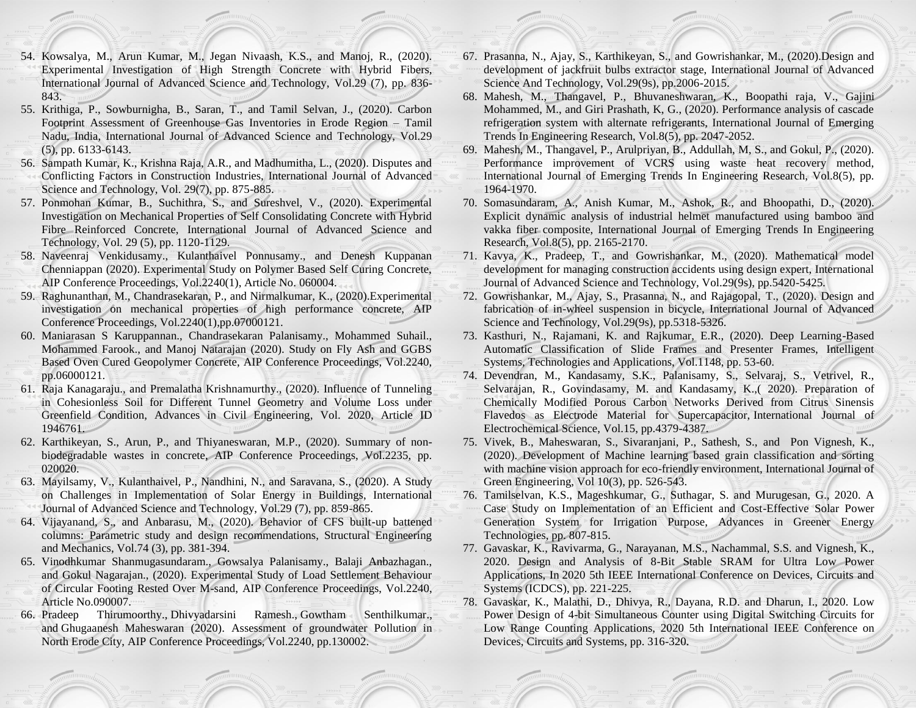54. Kowsalya, M., Arun Kumar, M., Jegan Nivaash, K.S., and Manoj, R., (2020). Experimental Investigation of High Strength Concrete with Hybrid Fibers, International Journal of Advanced Science and Technology, Vol.29 (7), pp. 836-843.
55. Krithiga, P., Sowburnigha, B., Saran, T., and Tamil Selvan, J., (2020). Carbon Footprint Assessment of Greenhouse Gas Inventories in Erode Region – Tamil Nadu, India, International Journal of Advanced Science and Technology, Vol.29 (5), pp. 6133-6143.
56. Sampath Kumar, K., Krishna Raja, A.R., and Madhumitha, L., (2020). Disputes and Conflicting Factors in Construction Industries, International Journal of Advanced Science and Technology, Vol. 29(7), pp. 875-885.
57. Ponmohan Kumar, B., Suchithra, S., and Sureshvel, V., (2020). Experimental Investigation on Mechanical Properties of Self Consolidating Concrete with Hybrid Fibre Reinforced Concrete, International Journal of Advanced Science and Technology, Vol. 29 (5), pp. 1120-1129.
58. Naveenraj Venkidusamy., Kulanthaivel Ponnusamy., and Denesh Kuppanan Chenniappan (2020). Experimental Study on Polymer Based Self Curing Concrete, AIP Conference Proceedings, Vol.2240(1), Article No. 060004.
59. Raghunanthan, M., Chandrasekaran, P., and Nirmalkumar, K., (2020).Experimental investigation on mechanical properties of high performance concrete, AIP Conference Proceedings, Vol.2240(1),pp.07000121.
60. Maniarasan S Karuppannan., Chandrasekaran Palanisamy., Mohammed Suhail., Mohammed Farook., and Manoj Natarajan (2020). Study on Fly Ash and GGBS Based Oven Cured Geopolymer Concrete, AIP Conference Proceedings, Vol.2240, pp.06000121.
61. Raja Kanagaraju., and Premalatha Krishnamurthy., (2020). Influence of Tunneling in Cohesionless Soil for Different Tunnel Geometry and Volume Loss under Greenfield Condition, Advances in Civil Engineering, Vol. 2020, Article ID 1946761.
62. Karthikeyan, S., Arun, P., and Thiyaneswaran, M.P., (2020). Summary of non-biodegradable wastes in concrete, AIP Conference Proceedings, Vol.2235, pp. 020020.
63. Mayilsamy, V., Kulanthaivel, P., Nandhini, N., and Saravana, S., (2020). A Study on Challenges in Implementation of Solar Energy in Buildings, International Journal of Advanced Science and Technology, Vol.29 (7), pp. 859-865.
64. Vijayanand, S., and Anbarasu, M., (2020). Behavior of CFS built-up battened columns: Parametric study and design recommendations, Structural Engineering and Mechanics, Vol.74 (3), pp. 381-394.
65. Vinodhkumar Shanmugasundaram., Gowsalya Palanisamy., Balaji Anbazhagan., and Gokul Nagarajan., (2020). Experimental Study of Load Settlement Behaviour of Circular Footing Rested Over M-sand, AIP Conference Proceedings, Vol.2240, Article No.090007.
66. Pradeep Thirumoorthy., Dhivyadarsini Ramesh., Gowtham Senthilkumar., and Ghugaanesh Maheswaran (2020). Assessment of groundwater Pollution in North Erode City, AIP Conference Proceedings, Vol.2240, pp.130002.
67. Prasanna, N., Ajay, S., Karthikeyan, S., and Gowrishankar, M., (2020).Design and development of jackfruit bulbs extractor stage, International Journal of Advanced Science And Technology, Vol.29(9s), pp.2006-2015.
68. Mahesh, M., Thangavel, P., Bhuvaneshwaran, K., Boopathi raja, V., Gajini Mohammed, M., and Giri Prashath, K, G., (2020). Performance analysis of cascade refrigeration system with alternate refrigerants, International Journal of Emerging Trends In Engineering Research, Vol.8(5), pp. 2047-2052.
69. Mahesh, M., Thangavel, P., Arulpriyan, B., Addullah, M, S., and Gokul, P., (2020). Performance improvement of VCRS using waste heat recovery method, International Journal of Emerging Trends In Engineering Research, Vol.8(5), pp. 1964-1970.
70. Somasundaram, A., Anish Kumar, M., Ashok, R., and Bhoopathi, D., (2020). Explicit dynamic analysis of industrial helmet manufactured using bamboo and vakka fiber composite, International Journal of Emerging Trends In Engineering Research, Vol.8(5), pp. 2165-2170.
71. Kavya, K., Pradeep, T., and Gowrishankar, M., (2020). Mathematical model development for managing construction accidents using design expert, International Journal of Advanced Science and Technology, Vol.29(9s), pp.5420-5425.
72. Gowrishankar, M., Ajay, S., Prasanna, N., and Rajagopal, T., (2020). Design and fabrication of in-wheel suspension in bicycle, International Journal of Advanced Science and Technology, Vol.29(9s), pp.5318-5326.
73. Kasthuri, N., Rajamani, K. and Rajkumar, E.R., (2020). Deep Learning-Based Automatic Classification of Slide Frames and Presenter Frames, Intelligent Systems, Technologies and Applications, Vol.1148, pp. 53-60.
74. Devendran, M., Kandasamy, S.K., Palanisamy, S., Selvaraj, S., Vetrivel, R., Selvarajan, R., Govindasamy, M. and Kandasamy, K.,( 2020). Preparation of Chemically Modified Porous Carbon Networks Derived from Citrus Sinensis Flavedos as Electrode Material for Supercapacitor, International Journal of Electrochemical Science, Vol.15, pp.4379-4387.
75. Vivek, B., Maheswaran, S., Sivaranjani, P., Sathesh, S., and Pon Vignesh, K., (2020). Development of Machine learning based grain classification and sorting with machine vision approach for eco-friendly environment, International Journal of Green Engineering, Vol 10(3), pp. 526-543.
76. Tamilselvan, K.S., Mageshkumar, G., Suthagar, S. and Murugesan, G., 2020. A Case Study on Implementation of an Efficient and Cost-Effective Solar Power Generation System for Irrigation Purpose, Advances in Greener Energy Technologies, pp. 807-815.
77. Gavaskar, K., Ravivarma, G., Narayanan, M.S., Nachammal, S.S. and Vignesh, K., 2020. Design and Analysis of 8-Bit Stable SRAM for Ultra Low Power Applications, In 2020 5th IEEE International Conference on Devices, Circuits and Systems (ICDCS), pp. 221-225.
78. Gavaskar, K., Malathi, D., Dhivya, R., Dayana, R.D. and Dharun, I., 2020. Low Power Design of 4-bit Simultaneous Counter using Digital Switching Circuits for Low Range Counting Applications, 2020 5th International IEEE Conference on Devices, Circuits and Systems, pp. 316-320.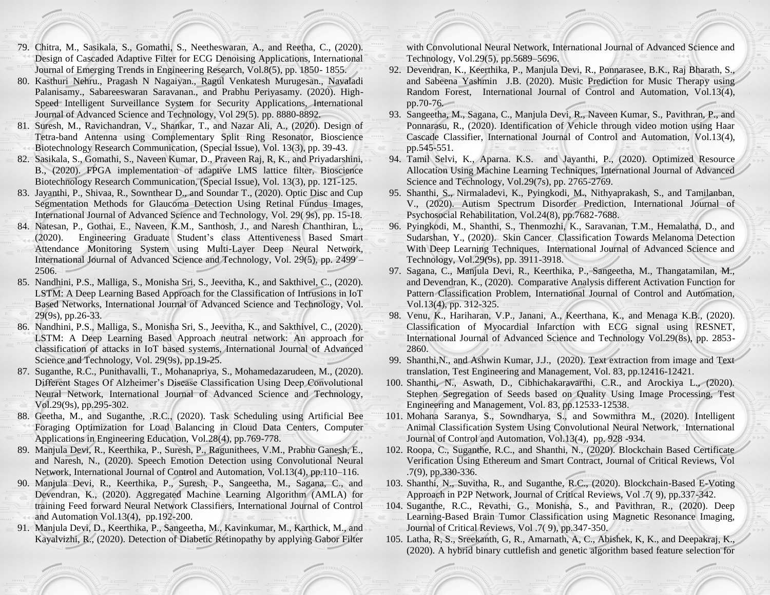79. Chitra, M., Sasikala, S., Gomathi, S., Neetheswaran, A., and Reetha, C., (2020). Design of Cascaded Adaptive Filter for ECG Denoising Applications, International Journal of Emerging Trends in Engineering Research, Vol.8(5), pp. 1850- 1855.
80. Kasthuri Nehru., Pragash N Nagaiyan., Ragul Venkatesh Murugesan., Navaladi Palanisamy., Sabareeswaran Saravanan., and Prabhu Periyasamy. (2020). High-Speed Intelligent Surveillance System for Security Applications, International Journal of Advanced Science and Technology, Vol 29(5). pp. 8880-8892.
81. Suresh, M., Ravichandran, V., Shankar, T., and Nazar Ali, A., (2020). Design of Tetra-band Antenna using Complementary Split Ring Resonator, Bioscience Biotechnology Research Communication, (Special Issue), Vol. 13(3), pp. 39-43.
82. Sasikala, S., Gomathi, S., Naveen Kumar, D., Praveen Raj, R, K., and Priyadarshini, B., (2020). FPGA implementation of adaptive LMS lattice filter, Bioscience Biotechnology Research Communication, (Special Issue), Vol. 13(3), pp. 121-125.
83. Jayanthi, P., Shivaa, R., Sownthear D., and Soundar T., (2020). Optic Disc and Cup Segmentation Methods for Glaucoma Detection Using Retinal Fundus Images, International Journal of Advanced Science and Technology, Vol. 29( 9s), pp. 15-18.
84. Natesan, P., Gothai, E., Naveen, K.M., Santhosh, J., and Naresh Chanthiran, L., (2020). Engineering Graduate Student's class Attentiveness Based Smart Attendance Monitoring System using Multi-Layer Deep Neural Network, International Journal of Advanced Science and Technology, Vol. 29(5), pp. 2499 – 2506.
85. Nandhini, P.S., Malliga, S., Monisha Sri, S., Jeevitha, K., and Sakthivel, C., (2020). LSTM: A Deep Learning Based Approach for the Classification of Intrusions in IoT Based Networks, International Journal of Advanced Science and Technology, Vol. 29(9s), pp.26-33.
86. Nandhini, P.S., Malliga, S., Monisha Sri, S., Jeevitha, K., and Sakthivel, C., (2020). LSTM: A Deep Learning Based Approach neutral network: An approach for classification of attacks in IoT based systems, International Journal of Advanced Science and Technology, Vol. 29(9s), pp.19-25.
87. Suganthe, R.C., Punithavalli, T., Mohanapriya, S., Mohamedazarudeen, M., (2020). Different Stages Of Alzheimer's Disease Classification Using Deep Convolutional Neural Network, International Journal of Advanced Science and Technology, Vol.29(9s), pp.295-302.
88. Geetha, M., and Suganthe, .R.C., (2020). Task Scheduling using Artificial Bee Foraging Optimization for Load Balancing in Cloud Data Centers, Computer Applications in Engineering Education, Vol.28(4), pp.769-778.
89. Manjula Devi, R., Keerthika, P., Suresh, P., Ragunithees, V.M., Prabhu Ganesh, E., and Naresh, N., (2020). Speech Emotion Detection using Convolutional Neural Network, International Journal of Control and Automation, Vol.13(4), pp.110–116.
90. Manjula Devi, R., Keerthika, P., Suresh, P., Sangeetha, M., Sagana, C., and Devendran, K., (2020). Aggregated Machine Learning Algorithm (AMLA) for training Feed forward Neural Network Classifiers, International Journal of Control and Automation Vol.13(4), pp.192-200.
91. Manjula Devi, D., Keerthika, P., Sangeetha, M., Kavinkumar, M., Karthick, M., and Kayalvizhi, R., (2020). Detection of Diabetic Retinopathy by applying Gabor Filter with Convolutional Neural Network, International Journal of Advanced Science and Technology, Vol.29(5), pp.5689–5696.
92. Devendran, K., Keerthika, P., Manjula Devi, R., Ponnarasee, B.K., Raj Bharath, S., and Sabeena Yashmin J.B. (2020). Music Prediction for Music Therapy using Random Forest, International Journal of Control and Automation, Vol.13(4), pp.70-76.
93. Sangeetha, M., Sagana, C., Manjula Devi, R., Naveen Kumar, S., Pavithran, P., and Ponnarasu, R., (2020). Identification of Vehicle through video motion using Haar Cascade Classifier, International Journal of Control and Automation, Vol.13(4), pp.545-551.
94. Tamil Selvi, K., Aparna. K.S. and Jayanthi, P., (2020). Optimized Resource Allocation Using Machine Learning Techniques, International Journal of Advanced Science and Technology, Vol.29(7s), pp. 2765-2769.
95. Shanthi, S., Nirmaladevi, K., Pyingkodi, M., Nithyaprakash, S., and Tamilanban, V., (2020). Autism Spectrum Disorder Prediction, International Journal of Psychosocial Rehabilitation, Vol.24(8), pp.7682-7688.
96. Pyingkodi, M., Shanthi, S., Thenmozhi, K., Saravanan, T.M., Hemalatha, D., and Sudarshan, Y., (2020). Skin Cancer Classification Towards Melanoma Detection With Deep Learning Techniques, International Journal of Advanced Science and Technology, Vol.29(9s), pp. 3911-3918.
97. Sagana, C., Manjula Devi, R., Keerthika, P., Sangeetha, M., Thangatamilan, M., and Devendran, K., (2020). Comparative Analysis different Activation Function for Pattern Classification Problem, International Journal of Control and Automation, Vol.13(4), pp. 312-325.
98. Venu, K., Hariharan, V.P., Janani, A., Keerthana, K., and Menaga K.B., (2020). Classification of Myocardial Infarction with ECG signal using RESNET, International Journal of Advanced Science and Technology Vol.29(8s), pp. 2853-2860.
99. Shanthi,N., and Ashwin Kumar, J.J., (2020). Text extraction from image and Text translation, Test Engineering and Management, Vol. 83, pp.12416-12421.
100. Shanthi, N., Aswath, D., Cibhichakaravarthi, C.R., and Arockiya L., (2020). Stephen Segregation of Seeds based on Quality Using Image Processing, Test Engineering and Management, Vol. 83, pp.12533-12538.
101. Mohana Saranya, S., Sowndharya, S., and Sowmithra M., (2020). Intelligent Animal Classification System Using Convolutional Neural Network, International Journal of Control and Automation, Vol.13(4), pp. 928 -934.
102. Roopa, C., Suganthe, R.C., and Shanthi, N., (2020). Blockchain Based Certificate Verification Using Ethereum and Smart Contract, Journal of Critical Reviews, Vol .7(9), pp.330-336.
103. Shanthi, N., Suvitha, R., and Suganthe, R.C., (2020). Blockchain-Based E-Voting Approach in P2P Network, Journal of Critical Reviews, Vol .7( 9), pp.337-342.
104. Suganthe, R.C., Revathi, G., Monisha, S., and Pavithran, R., (2020). Deep Learning-Based Brain Tumor Classification using Magnetic Resonance Imaging, Journal of Critical Reviews, Vol .7( 9), pp.347-350.
105. Latha, R, S., Sreekanth, G, R., Amarnath, A, C., Abishek, K, K., and Deepakraj, K., (2020). A hybrid binary cuttlefish and genetic algorithm based feature selection for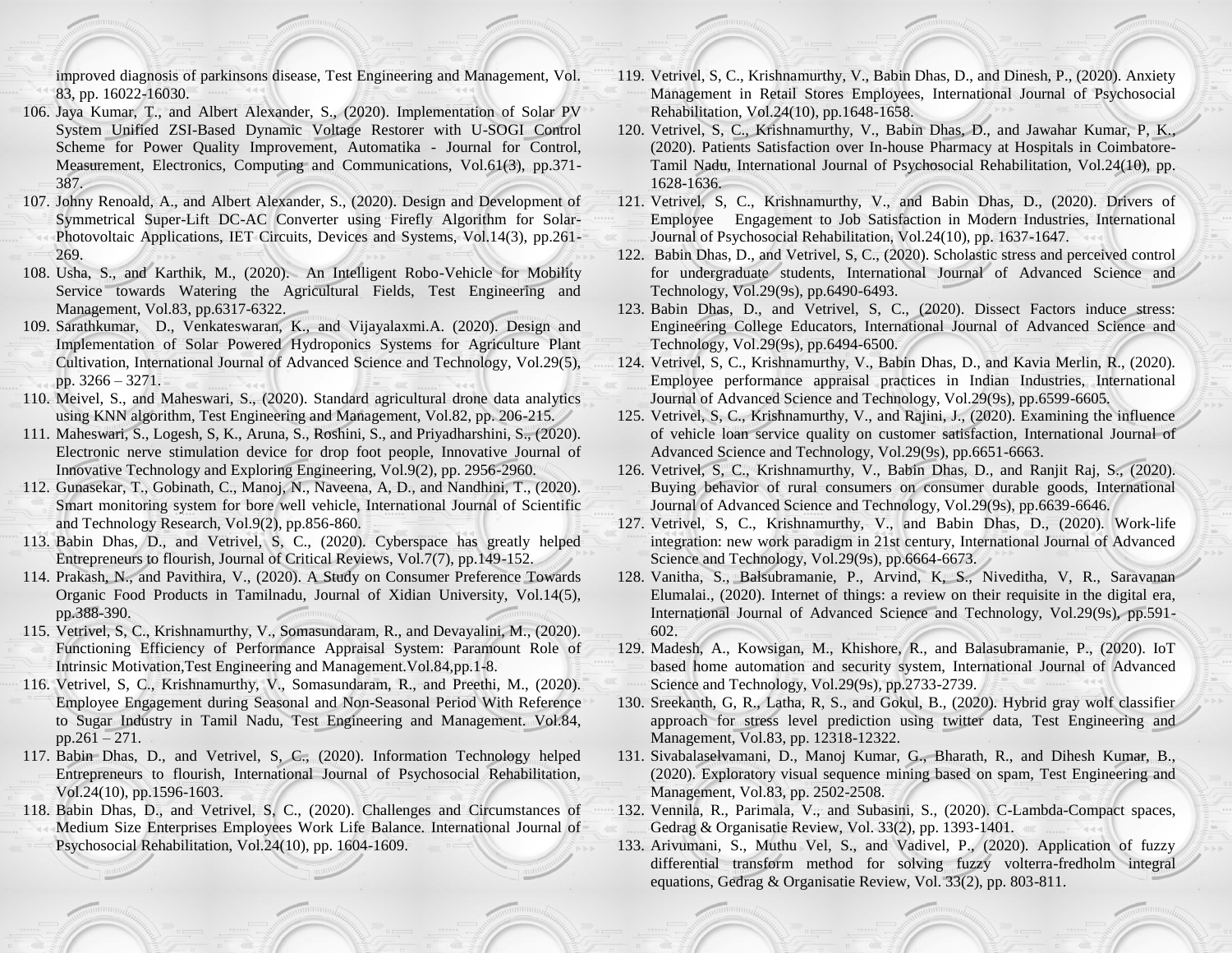improved diagnosis of parkinsons disease, Test Engineering and Management, Vol. 83, pp. 16022-16030.

106. Jaya Kumar, T., and Albert Alexander, S., (2020). Implementation of Solar PV System Unified ZSI-Based Dynamic Voltage Restorer with U-SOGI Control Scheme for Power Quality Improvement, Automatika - Journal for Control, Measurement, Electronics, Computing and Communications, Vol.61(3), pp.371-387.
107. Johny Renoald, A., and Albert Alexander, S., (2020). Design and Development of Symmetrical Super-Lift DC-AC Converter using Firefly Algorithm for Solar-Photovoltaic Applications, IET Circuits, Devices and Systems, Vol.14(3), pp.261-269.
108. Usha, S., and Karthik, M., (2020). An Intelligent Robo-Vehicle for Mobility Service towards Watering the Agricultural Fields, Test Engineering and Management, Vol.83, pp.6317-6322.
109. Sarathkumar, D., Venkateswaran, K., and Vijayalaxmi.A. (2020). Design and Implementation of Solar Powered Hydroponics Systems for Agriculture Plant Cultivation, International Journal of Advanced Science and Technology, Vol.29(5), pp. 3266 – 3271.
110. Meivel, S., and Maheswari, S., (2020). Standard agricultural drone data analytics using KNN algorithm, Test Engineering and Management, Vol.82, pp. 206-215.
111. Maheswari, S., Logesh, S, K., Aruna, S., Roshini, S., and Priyadharshini, S., (2020). Electronic nerve stimulation device for drop foot people, Innovative Journal of Innovative Technology and Exploring Engineering, Vol.9(2), pp. 2956-2960.
112. Gunasekar, T., Gobinath, C., Manoj, N., Naveena, A, D., and Nandhini, T., (2020). Smart monitoring system for bore well vehicle, International Journal of Scientific and Technology Research, Vol.9(2), pp.856-860.
113. Babin Dhas, D., and Vetrivel, S, C., (2020). Cyberspace has greatly helped Entrepreneurs to flourish, Journal of Critical Reviews, Vol.7(7), pp.149-152.
114. Prakash, N., and Pavithira, V., (2020). A Study on Consumer Preference Towards Organic Food Products in Tamilnadu, Journal of Xidian University, Vol.14(5), pp.388-390.
115. Vetrivel, S, C., Krishnamurthy, V., Somasundaram, R., and Devayalini, M., (2020). Functioning Efficiency of Performance Appraisal System: Paramount Role of Intrinsic Motivation,Test Engineering and Management.Vol.84,pp.1-8.
116. Vetrivel, S, C., Krishnamurthy, V., Somasundaram, R., and Preethi, M., (2020). Employee Engagement during Seasonal and Non-Seasonal Period With Reference to Sugar Industry in Tamil Nadu, Test Engineering and Management. Vol.84, pp.261 – 271.
117. Babin Dhas, D., and Vetrivel, S, C., (2020). Information Technology helped Entrepreneurs to flourish, International Journal of Psychosocial Rehabilitation, Vol.24(10), pp.1596-1603.
118. Babin Dhas, D., and Vetrivel, S, C., (2020). Challenges and Circumstances of Medium Size Enterprises Employees Work Life Balance. International Journal of Psychosocial Rehabilitation, Vol.24(10), pp. 1604-1609.
119. Vetrivel, S, C., Krishnamurthy, V., Babin Dhas, D., and Dinesh, P., (2020). Anxiety Management in Retail Stores Employees, International Journal of Psychosocial Rehabilitation, Vol.24(10), pp.1648-1658.
120. Vetrivel, S, C., Krishnamurthy, V., Babin Dhas, D., and Jawahar Kumar, P, K., (2020). Patients Satisfaction over In-house Pharmacy at Hospitals in Coimbatore-Tamil Nadu, International Journal of Psychosocial Rehabilitation, Vol.24(10), pp. 1628-1636.
121. Vetrivel, S, C., Krishnamurthy, V., and Babin Dhas, D., (2020). Drivers of Employee Engagement to Job Satisfaction in Modern Industries, International Journal of Psychosocial Rehabilitation, Vol.24(10), pp. 1637-1647.
122. Babin Dhas, D., and Vetrivel, S, C., (2020). Scholastic stress and perceived control for undergraduate students, International Journal of Advanced Science and Technology, Vol.29(9s), pp.6490-6493.
123. Babin Dhas, D., and Vetrivel, S, C., (2020). Dissect Factors induce stress: Engineering College Educators, International Journal of Advanced Science and Technology, Vol.29(9s), pp.6494-6500.
124. Vetrivel, S, C., Krishnamurthy, V., Babin Dhas, D., and Kavia Merlin, R., (2020). Employee performance appraisal practices in Indian Industries, International Journal of Advanced Science and Technology, Vol.29(9s), pp.6599-6605.
125. Vetrivel, S, C., Krishnamurthy, V., and Rajini, J., (2020). Examining the influence of vehicle loan service quality on customer satisfaction, International Journal of Advanced Science and Technology, Vol.29(9s), pp.6651-6663.
126. Vetrivel, S, C., Krishnamurthy, V., Babin Dhas, D., and Ranjit Raj, S., (2020). Buying behavior of rural consumers on consumer durable goods, International Journal of Advanced Science and Technology, Vol.29(9s), pp.6639-6646.
127. Vetrivel, S, C., Krishnamurthy, V., and Babin Dhas, D., (2020). Work-life integration: new work paradigm in 21st century, International Journal of Advanced Science and Technology, Vol.29(9s), pp.6664-6673.
128. Vanitha, S., Balsubramanie, P., Arvind, K, S., Niveditha, V, R., Saravanan Elumalai., (2020). Internet of things: a review on their requisite in the digital era, International Journal of Advanced Science and Technology, Vol.29(9s), pp.591-602.
129. Madesh, A., Kowsigan, M., Khishore, R., and Balasubramanie, P., (2020). IoT based home automation and security system, International Journal of Advanced Science and Technology, Vol.29(9s), pp.2733-2739.
130. Sreekanth, G, R., Latha, R, S., and Gokul, B., (2020). Hybrid gray wolf classifier approach for stress level prediction using twitter data, Test Engineering and Management, Vol.83, pp. 12318-12322.
131. Sivabalaselvamani, D., Manoj Kumar, G., Bharath, R., and Dihesh Kumar, B., (2020). Exploratory visual sequence mining based on spam, Test Engineering and Management, Vol.83, pp. 2502-2508.
132. Vennila, R., Parimala, V., and Subasini, S., (2020). C-Lambda-Compact spaces, Gedrag & Organisatie Review, Vol. 33(2), pp. 1393-1401.
133. Arivumani, S., Muthu Vel, S., and Vadivel, P., (2020). Application of fuzzy differential transform method for solving fuzzy volterra-fredholm integral equations, Gedrag & Organisatie Review, Vol. 33(2), pp. 803-811.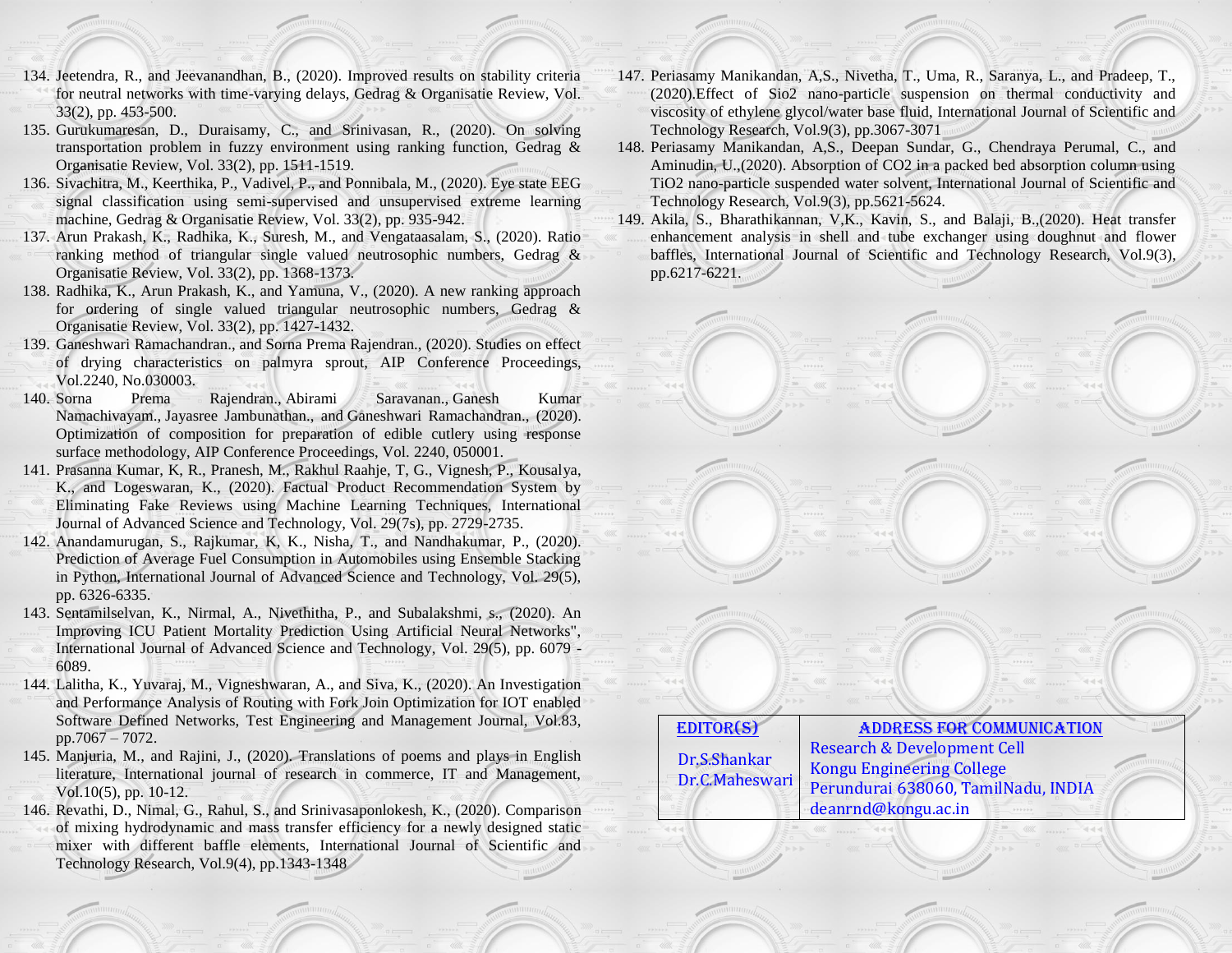134. Jeetendra, R., and Jeevanandhan, B., (2020). Improved results on stability criteria for neutral networks with time-varying delays, Gedrag & Organisatie Review, Vol. 33(2), pp. 453-500.
135. Gurukumaresan, D., Duraisamy, C., and Srinivasan, R., (2020). On solving transportation problem in fuzzy environment using ranking function, Gedrag & Organisatie Review, Vol. 33(2), pp. 1511-1519.
136. Sivachitra, M., Keerthika, P., Vadivel, P., and Ponnibala, M., (2020). Eye state EEG signal classification using semi-supervised and unsupervised extreme learning machine, Gedrag & Organisatie Review, Vol. 33(2), pp. 935-942.
137. Arun Prakash, K., Radhika, K., Suresh, M., and Vengataasalam, S., (2020). Ratio ranking method of triangular single valued neutrosophic numbers, Gedrag & Organisatie Review, Vol. 33(2), pp. 1368-1373.
138. Radhika, K., Arun Prakash, K., and Yamuna, V., (2020). A new ranking approach for ordering of single valued triangular neutrosophic numbers, Gedrag & Organisatie Review, Vol. 33(2), pp. 1427-1432.
139. Ganeshwari Ramachandran., and Sorna Prema Rajendran., (2020). Studies on effect of drying characteristics on palmyra sprout, AIP Conference Proceedings, Vol.2240, No.030003.
140. Sorna Prema Rajendran., Abirami Saravanan., Ganesh Kumar Namachivayam., Jayasree Jambunathan., and Ganeshwari Ramachandran., (2020). Optimization of composition for preparation of edible cutlery using response surface methodology, AIP Conference Proceedings, Vol. 2240, 050001.
141. Prasanna Kumar, K, R., Pranesh, M., Rakhul Raahje, T, G., Vignesh, P., Kousalya, K., and Logeswaran, K., (2020). Factual Product Recommendation System by Eliminating Fake Reviews using Machine Learning Techniques, International Journal of Advanced Science and Technology, Vol. 29(7s), pp. 2729-2735.
142. Anandamurugan, S., Rajkumar, K, K., Nisha, T., and Nandhakumar, P., (2020). Prediction of Average Fuel Consumption in Automobiles using Ensemble Stacking in Python, International Journal of Advanced Science and Technology, Vol. 29(5), pp. 6326-6335.
143. Sentamilselvan, K., Nirmal, A., Nivethitha, P., and Subalakshmi, s., (2020). An Improving ICU Patient Mortality Prediction Using Artificial Neural Networks", International Journal of Advanced Science and Technology, Vol. 29(5), pp. 6079 - 6089.
144. Lalitha, K., Yuvaraj, M., Vigneshwaran, A., and Siva, K., (2020). An Investigation and Performance Analysis of Routing with Fork Join Optimization for IOT enabled Software Defined Networks, Test Engineering and Management Journal, Vol.83, pp.7067 – 7072.
145. Manjuria, M., and Rajini, J., (2020). Translations of poems and plays in English literature, International journal of research in commerce, IT and Management, Vol.10(5), pp. 10-12.
146. Revathi, D., Nimal, G., Rahul, S., and Srinivasaponlokesh, K., (2020). Comparison of mixing hydrodynamic and mass transfer efficiency for a newly designed static mixer with different baffle elements, International Journal of Scientific and Technology Research, Vol.9(4), pp.1343-1348
147. Periasamy Manikandan, A,S., Nivetha, T., Uma, R., Saranya, L., and Pradeep, T., (2020).Effect of Sio2 nano-particle suspension on thermal conductivity and viscosity of ethylene glycol/water base fluid, International Journal of Scientific and Technology Research, Vol.9(3), pp.3067-3071
148. Periasamy Manikandan, A,S., Deepan Sundar, G., Chendraya Perumal, C., and Aminudin, U.,(2020). Absorption of CO2 in a packed bed absorption column using TiO2 nano-particle suspended water solvent, International Journal of Scientific and Technology Research, Vol.9(3), pp.5621-5624.
149. Akila, S., Bharathikannan, V,K., Kavin, S., and Balaji, B.,(2020). Heat transfer enhancement analysis in shell and tube exchanger using doughnut and flower baffles, International Journal of Scientific and Technology Research, Vol.9(3), pp.6217-6221.

| EDITOR(S) | ADDRESS FOR COMMUNICATION |
|---|---|
| Dr.S.Shankar<br>Dr.C.Maheswari | Research & Development Cell<br>Kongu Engineering College<br>Perundurai 638060, TamilNadu, INDIA<br>deanrnd@kongu.ac.in |